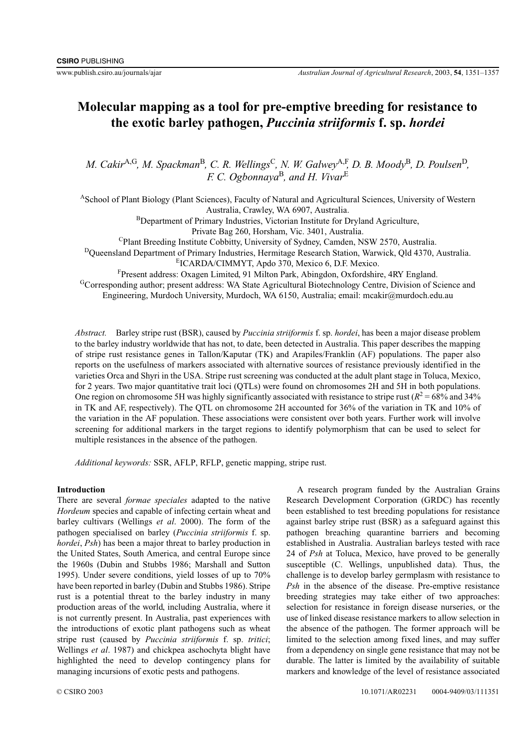# Molecular mapping as a tool for pre-emptive breeding for resistance to the exotic barley pathogen, *Puccinia striiformis* f. sp. *hordei*

*M. Cakir*[A,G], *M. Spackman*[B], *C. R. Wellings*[C], *N. W. Galwey*[A,F], *D. B. Moody*[B], *D. Poulsen*[D], *F. C. Ogbonnaya*[B], *and H. Vivar*[E]

[A]School of Plant Biology (Plant Sciences), Faculty of Natural and Agricultural Sciences, University of Western Australia, Crawley, WA 6907, Australia.

[B]Department of Primary Industries, Victorian Institute for Dryland Agriculture, Private Bag 260, Horsham, Vic. 3401, Australia.

[C]Plant Breeding Institute Cobbitty, University of Sydney, Camden, NSW 2570, Australia.

[D]Queensland Department of Primary Industries, Hermitage Research Station, Warwick, Qld 4370, Australia.

[E]ICARDA/CIMMYT, Apdo 370, Mexico 6, D.F. Mexico.

[F]Present address: Oxagen Limited, 91 Milton Park, Abingdon, Oxfordshire, 4RY England.

[G]Corresponding author; present address: WA State Agricultural Biotechnology Centre, Division of Science and Engineering, Murdoch University, Murdoch, WA 6150, Australia; email: mcakir@murdoch.edu.au

*Abstract.* Barley stripe rust (BSR), caused by *Puccinia striiformis* f. sp. *hordei*, has been a major disease problem to the barley industry worldwide that has not, to date, been detected in Australia. This paper describes the mapping of stripe rust resistance genes in Tallon/Kaputar (TK) and Arapiles/Franklin (AF) populations. The paper also reports on the usefulness of markers associated with alternative sources of resistance previously identified in the varieties Orca and Shyri in the USA. Stripe rust screening was conducted at the adult plant stage in Toluca, Mexico, for 2 years. Two major quantitative trait loci (QTLs) were found on chromosomes 2H and 5H in both populations. One region on chromosome 5H was highly significantly associated with resistance to stripe rust ($R^2$ = 68% and 34% in TK and AF, respectively). The QTL on chromosome 2H accounted for 36% of the variation in TK and 10% of the variation in the AF population. These associations were consistent over both years. Further work will involve screening for additional markers in the target regions to identify polymorphism that can be used to select for multiple resistances in the absence of the pathogen.

*Additional keywords:* SSR, AFLP, RFLP, genetic mapping, stripe rust.

## Introduction

There are several *formae speciales* adapted to the native *Hordeum* species and capable of infecting certain wheat and barley cultivars (Wellings *et al*. 2000). The form of the pathogen specialised on barley (*Puccinia striiformis* f. sp. *hordei*, *Psh*) has been a major threat to barley production in the United States, South America, and central Europe since the 1960s (Dubin and Stubbs 1986; Marshall and Sutton 1995). Under severe conditions, yield losses of up to 70% have been reported in barley (Dubin and Stubbs 1986). Stripe rust is a potential threat to the barley industry in many production areas of the world, including Australia, where it is not currently present. In Australia, past experiences with the introductions of exotic plant pathogens such as wheat stripe rust (caused by *Puccinia striiformis* f. sp. *tritici*; Wellings *et al*. 1987) and chickpea aschochyta blight have highlighted the need to develop contingency plans for managing incursions of exotic pests and pathogens.

A research program funded by the Australian Grains Research Development Corporation (GRDC) has recently been established to test breeding populations for resistance against barley stripe rust (BSR) as a safeguard against this pathogen breaching quarantine barriers and becoming established in Australia. Australian barleys tested with race 24 of *Psh* at Toluca, Mexico, have proved to be generally susceptible (C. Wellings, unpublished data). Thus, the challenge is to develop barley germplasm with resistance to *Psh* in the absence of the disease. Pre-emptive resistance breeding strategies may take either of two approaches: selection for resistance in foreign disease nurseries, or the use of linked disease resistance markers to allow selection in the absence of the pathogen. The former approach will be limited to the selection among fixed lines, and may suffer from a dependency on single gene resistance that may not be durable. The latter is limited by the availability of suitable markers and knowledge of the level of resistance associated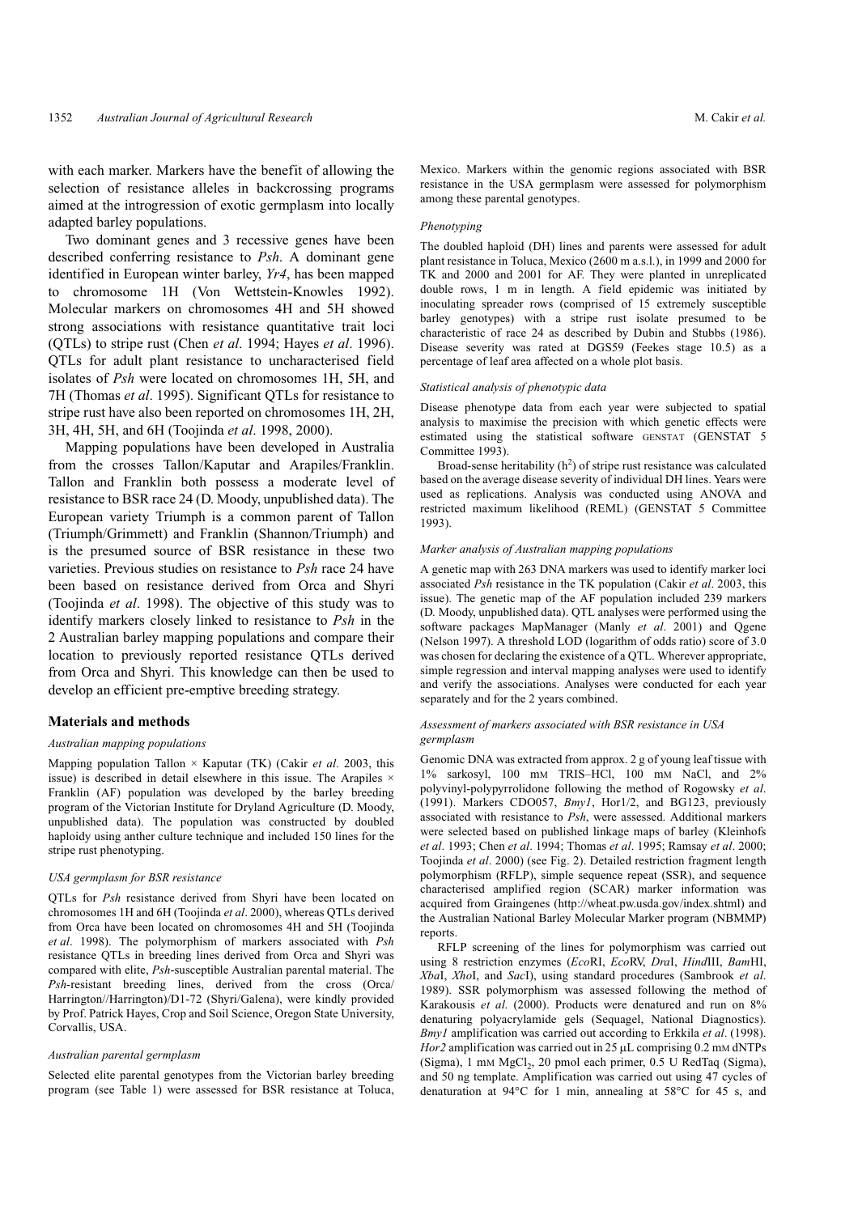with each marker. Markers have the benefit of allowing the selection of resistance alleles in backcrossing programs aimed at the introgression of exotic germplasm into locally adapted barley populations.

Two dominant genes and 3 recessive genes have been described conferring resistance to *Psh*. A dominant gene identified in European winter barley, *Yr4*, has been mapped to chromosome 1H (Von Wettstein-Knowles 1992). Molecular markers on chromosomes 4H and 5H showed strong associations with resistance quantitative trait loci (QTLs) to stripe rust (Chen *et al*. 1994; Hayes *et al*. 1996). QTLs for adult plant resistance to uncharacterised field isolates of *Psh* were located on chromosomes 1H, 5H, and 7H (Thomas *et al*. 1995). Significant QTLs for resistance to stripe rust have also been reported on chromosomes 1H, 2H, 3H, 4H, 5H, and 6H (Toojinda *et al*. 1998, 2000).

Mapping populations have been developed in Australia from the crosses Tallon/Kaputar and Arapiles/Franklin. Tallon and Franklin both possess a moderate level of resistance to BSR race 24 (D. Moody, unpublished data). The European variety Triumph is a common parent of Tallon (Triumph/Grimmett) and Franklin (Shannon/Triumph) and is the presumed source of BSR resistance in these two varieties. Previous studies on resistance to *Psh* race 24 have been based on resistance derived from Orca and Shyri (Toojinda *et al*. 1998). The objective of this study was to identify markers closely linked to resistance to *Psh* in the 2 Australian barley mapping populations and compare their location to previously reported resistance QTLs derived from Orca and Shyri. This knowledge can then be used to develop an efficient pre-emptive breeding strategy.

## Materials and methods

### *Australian mapping populations*

Mapping population Tallon × Kaputar (TK) (Cakir *et al*. 2003, this issue) is described in detail elsewhere in this issue. The Arapiles × Franklin (AF) population was developed by the barley breeding program of the Victorian Institute for Dryland Agriculture (D. Moody, unpublished data). The population was constructed by doubled haploidy using anther culture technique and included 150 lines for the stripe rust phenotyping.

### *USA germplasm for BSR resistance*

QTLs for *Psh* resistance derived from Shyri have been located on chromosomes 1H and 6H (Toojinda *et al*. 2000), whereas QTLs derived from Orca have been located on chromosomes 4H and 5H (Toojinda *et al*. 1998). The polymorphism of markers associated with *Psh* resistance QTLs in breeding lines derived from Orca and Shyri was compared with elite, *Psh*-susceptible Australian parental material. The *Psh*-resistant breeding lines, derived from the cross (Orca/Harrington//Harrington)/D1-72 (Shyri/Galena), were kindly provided by Prof. Patrick Hayes, Crop and Soil Science, Oregon State University, Corvallis, USA.

### *Australian parental germplasm*

Selected elite parental genotypes from the Victorian barley breeding program (see Table 1) were assessed for BSR resistance at Toluca, Mexico. Markers within the genomic regions associated with BSR resistance in the USA germplasm were assessed for polymorphism among these parental genotypes.

### *Phenotyping*

The doubled haploid (DH) lines and parents were assessed for adult plant resistance in Toluca, Mexico (2600 m a.s.l.), in 1999 and 2000 for TK and 2000 and 2001 for AF. They were planted in unreplicated double rows, 1 m in length. A field epidemic was initiated by inoculating spreader rows (comprised of 15 extremely susceptible barley genotypes) with a stripe rust isolate presumed to be characteristic of race 24 as described by Dubin and Stubbs (1986). Disease severity was rated at DGS59 (Feekes stage 10.5) as a percentage of leaf area affected on a whole plot basis.

### *Statistical analysis of phenotypic data*

Disease phenotype data from each year were subjected to spatial analysis to maximise the precision with which genetic effects were estimated using the statistical software GENSTAT (GENSTAT 5 Committee 1993).

Broad-sense heritability ($h^2$) of stripe rust resistance was calculated based on the average disease severity of individual DH lines. Years were used as replications. Analysis was conducted using ANOVA and restricted maximum likelihood (REML) (GENSTAT 5 Committee 1993).

### *Marker analysis of Australian mapping populations*

A genetic map with 263 DNA markers was used to identify marker loci associated *Psh* resistance in the TK population (Cakir *et al*. 2003, this issue). The genetic map of the AF population included 239 markers (D. Moody, unpublished data). QTL analyses were performed using the software packages MapManager (Manly *et al*. 2001) and Qgene (Nelson 1997). A threshold LOD (logarithm of odds ratio) score of 3.0 was chosen for declaring the existence of a QTL. Wherever appropriate, simple regression and interval mapping analyses were used to identify and verify the associations. Analyses were conducted for each year separately and for the 2 years combined.

### *Assessment of markers associated with BSR resistance in USA germplasm*

Genomic DNA was extracted from approx. 2 g of young leaf tissue with 1% sarkosyl, 100 mM TRIS–HCl, 100 mM NaCl, and 2% polyvinyl-polypyrrolidone following the method of Rogowsky *et al*. (1991). Markers CDO057, *Bmy1*, Hor1/2, and BG123, previously associated with resistance to *Psh*, were assessed. Additional markers were selected based on published linkage maps of barley (Kleinhofs *et al*. 1993; Chen *et al*. 1994; Thomas *et al*. 1995; Ramsay *et al*. 2000; Toojinda *et al*. 2000) (see Fig. 2). Detailed restriction fragment length polymorphism (RFLP), simple sequence repeat (SSR), and sequence characterised amplified region (SCAR) marker information was acquired from Graingenes (http://wheat.pw.usda.gov/index.shtml) and the Australian National Barley Molecular Marker program (NBMMP) reports.

RFLP screening of the lines for polymorphism was carried out using 8 restriction enzymes (*Eco*RI, *Eco*RV, *Dra*I, *Hind*III, *Bam*HI, *Xba*I, *Xho*I, and *Sac*I), using standard procedures (Sambrook *et al*. 1989). SSR polymorphism was assessed following the method of Karakousis *et al*. (2000). Products were denatured and run on 8% denaturing polyacrylamide gels (Sequagel, National Diagnostics). *Bmy1* amplification was carried out according to Erkkila *et al*. (1998). *Hor2* amplification was carried out in 25 μL comprising 0.2 mM dNTPs (Sigma), 1 mM $MgCl_2$, 20 pmol each primer, 0.5 U RedTaq (Sigma), and 50 ng template. Amplification was carried out using 47 cycles of denaturation at 94°C for 1 min, annealing at 58°C for 45 s, and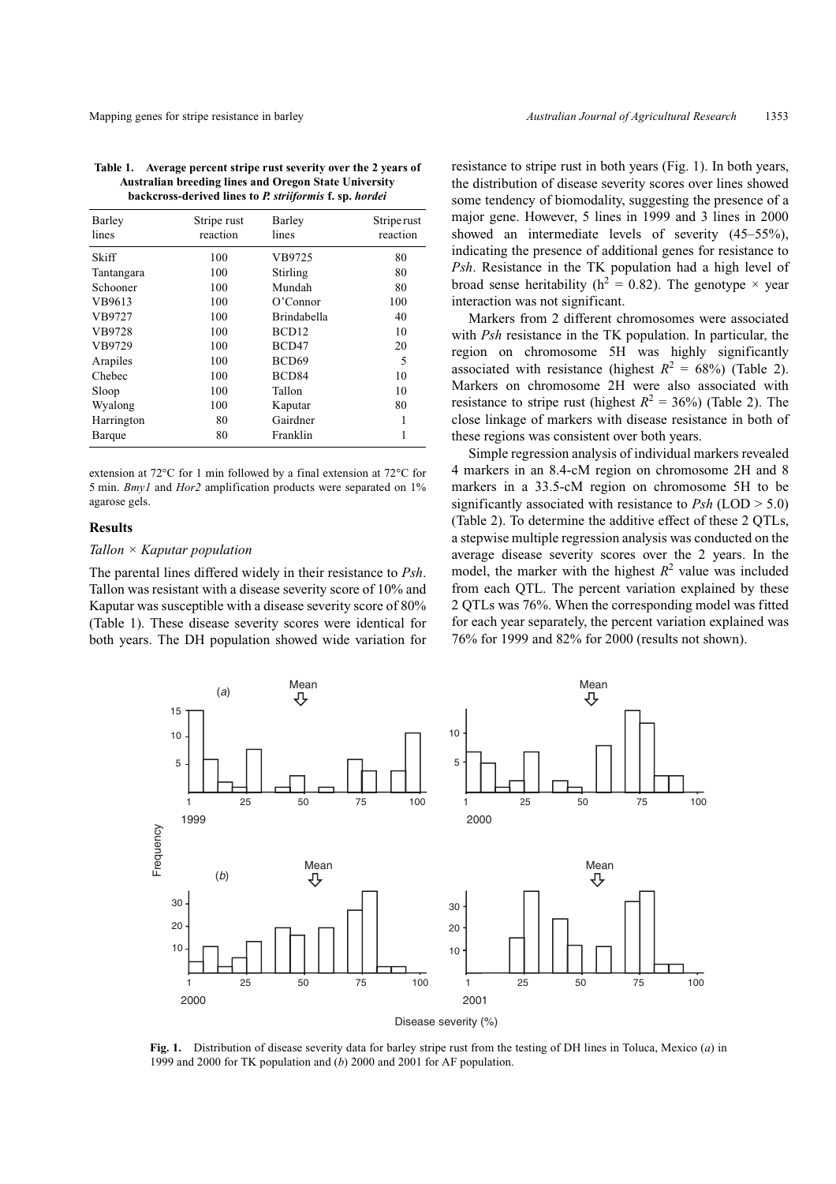**Table 1. Average percent stripe rust severity over the 2 years of Australian breeding lines and Oregon State University backcross-derived lines to *P. striiformis* f. sp. *hordei***

| Barley lines | Stripe rust reaction | Barley lines | Stripe rust reaction |
|---|---|---|---|
| Skiff | 100 | VB9725 | 80 |
| Tantangara | 100 | Stirling | 80 |
| Schooner | 100 | Mundah | 80 |
| VB9613 | 100 | O'Connor | 100 |
| VB9727 | 100 | Brindabella | 40 |
| VB9728 | 100 | BCD12 | 10 |
| VB9729 | 100 | BCD47 | 20 |
| Arapiles | 100 | BCD69 | 5 |
| Chebec | 100 | BCD84 | 10 |
| Sloop | 100 | Tallon | 10 |
| Wyalong | 100 | Kaputar | 80 |
| Harrington | 80 | Gairdner | 1 |
| Barque | 80 | Franklin | 1 |

extension at 72°C for 1 min followed by a final extension at 72°C for 5 min. *Bmy1* and *Hor2* amplification products were separated on 1% agarose gels.

## Results

### *Tallon × Kaputar population*

The parental lines differed widely in their resistance to *Psh*. Tallon was resistant with a disease severity score of 10% and Kaputar was susceptible with a disease severity score of 80% (Table 1). These disease severity scores were identical for both years. The DH population showed wide variation for resistance to stripe rust in both years (Fig. 1). In both years, the distribution of disease severity scores over lines showed some tendency of biomodality, suggesting the presence of a major gene. However, 5 lines in 1999 and 3 lines in 2000 showed an intermediate levels of severity (45–55%), indicating the presence of additional genes for resistance to *Psh*. Resistance in the TK population had a high level of broad sense heritability ($h^2$ = 0.82). The genotype × year interaction was not significant.

Markers from 2 different chromosomes were associated with *Psh* resistance in the TK population. In particular, the region on chromosome 5H was highly significantly associated with resistance (highest $R^2$ = 68%) (Table 2). Markers on chromosome 2H were also associated with resistance to stripe rust (highest $R^2$ = 36%) (Table 2). The close linkage of markers with disease resistance in both of these regions was consistent over both years.

Simple regression analysis of individual markers revealed 4 markers in an 8.4-cM region on chromosome 2H and 8 markers in a 33.5-cM region on chromosome 5H to be significantly associated with resistance to *Psh* (LOD > 5.0) (Table 2). To determine the additive effect of these 2 QTLs, a stepwise multiple regression analysis was conducted on the average disease severity scores over the 2 years. In the model, the marker with the highest $R^2$ value was included from each QTL. The percent variation explained by these 2 QTLs was 76%. When the corresponding model was fitted for each year separately, the percent variation explained was 76% for 1999 and 82% for 2000 (results not shown).

**Fig. 1.** Distribution of disease severity data for barley stripe rust from the testing of DH lines in Toluca, Mexico (*a*) in 1999 and 2000 for TK population and (*b*) 2000 and 2001 for AF population.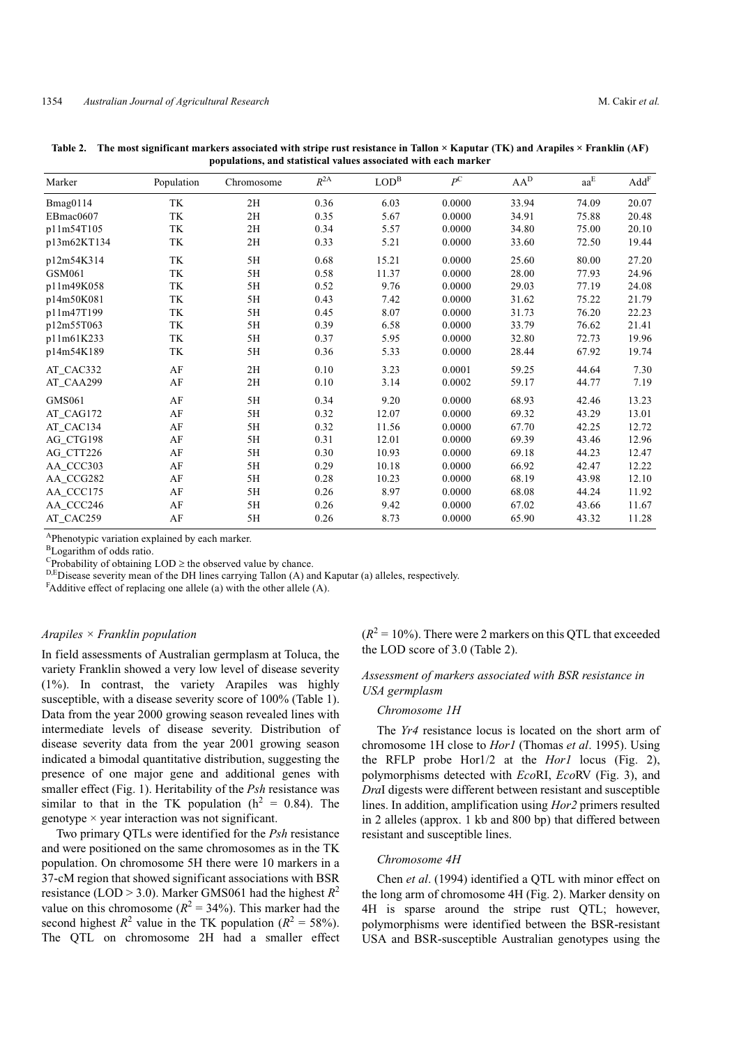**Table 2. The most significant markers associated with stripe rust resistance in Tallon × Kaputar (TK) and Arapiles × Franklin (AF) populations, and statistical values associated with each marker**

| Marker | Population | Chromosome | $R^{2A}$ | LOD[B] | $P^{C}$ | AA[D] | aa[E] | Add[F] |
|---|---|---|---|---|---|---|---|---|
| Bmag0114 | TK | 2H | 0.36 | 6.03 | 0.0000 | 33.94 | 74.09 | 20.07 |
| EBmac0607 | TK | 2H | 0.35 | 5.67 | 0.0000 | 34.91 | 75.88 | 20.48 |
| p11m54T105 | TK | 2H | 0.34 | 5.57 | 0.0000 | 34.80 | 75.00 | 20.10 |
| p13m62KT134 | TK | 2H | 0.33 | 5.21 | 0.0000 | 33.60 | 72.50 | 19.44 |
| p12m54K314 | TK | 5H | 0.68 | 15.21 | 0.0000 | 25.60 | 80.00 | 27.20 |
| GSM061 | TK | 5H | 0.58 | 11.37 | 0.0000 | 28.00 | 77.93 | 24.96 |
| p11m49K058 | TK | 5H | 0.52 | 9.76 | 0.0000 | 29.03 | 77.19 | 24.08 |
| p14m50K081 | TK | 5H | 0.43 | 7.42 | 0.0000 | 31.62 | 75.22 | 21.79 |
| p11m47T199 | TK | 5H | 0.45 | 8.07 | 0.0000 | 31.73 | 76.20 | 22.23 |
| p12m55T063 | TK | 5H | 0.39 | 6.58 | 0.0000 | 33.79 | 76.62 | 21.41 |
| p11m61K233 | TK | 5H | 0.37 | 5.95 | 0.0000 | 32.80 | 72.73 | 19.96 |
| p14m54K189 | TK | 5H | 0.36 | 5.33 | 0.0000 | 28.44 | 67.92 | 19.74 |
| AT_CAC332 | AF | 2H | 0.10 | 3.23 | 0.0001 | 59.25 | 44.64 | 7.30 |
| AT_CAA299 | AF | 2H | 0.10 | 3.14 | 0.0002 | 59.17 | 44.77 | 7.19 |
| GMS061 | AF | 5H | 0.34 | 9.20 | 0.0000 | 68.93 | 42.46 | 13.23 |
| AT_CAG172 | AF | 5H | 0.32 | 12.07 | 0.0000 | 69.32 | 43.29 | 13.01 |
| AT_CAC134 | AF | 5H | 0.32 | 11.56 | 0.0000 | 67.70 | 42.25 | 12.72 |
| AG_CTG198 | AF | 5H | 0.31 | 12.01 | 0.0000 | 69.39 | 43.46 | 12.96 |
| AG_CTT226 | AF | 5H | 0.30 | 10.93 | 0.0000 | 69.18 | 44.23 | 12.47 |
| AA_CCC303 | AF | 5H | 0.29 | 10.18 | 0.0000 | 66.92 | 42.47 | 12.22 |
| AA_CCG282 | AF | 5H | 0.28 | 10.23 | 0.0000 | 68.19 | 43.98 | 12.10 |
| AA_CCC175 | AF | 5H | 0.26 | 8.97 | 0.0000 | 68.08 | 44.24 | 11.92 |
| AA_CCC246 | AF | 5H | 0.26 | 9.42 | 0.0000 | 67.02 | 43.66 | 11.67 |
| AT_CAC259 | AF | 5H | 0.26 | 8.73 | 0.0000 | 65.90 | 43.32 | 11.28 |

[A]Phenotypic variation explained by each marker.
[B]Logarithm of odds ratio.
[C]Probability of obtaining LOD ≥ the observed value by chance.
[D,E]Disease severity mean of the DH lines carrying Tallon (A) and Kaputar (a) alleles, respectively.
[F]Additive effect of replacing one allele (a) with the other allele (A).

### *Arapiles × Franklin population*

In field assessments of Australian germplasm at Toluca, the variety Franklin showed a very low level of disease severity (1%). In contrast, the variety Arapiles was highly susceptible, with a disease severity score of 100% (Table 1). Data from the year 2000 growing season revealed lines with intermediate levels of disease severity. Distribution of disease severity data from the year 2001 growing season indicated a bimodal quantitative distribution, suggesting the presence of one major gene and additional genes with smaller effect (Fig. 1). Heritability of the *Psh* resistance was similar to that in the TK population ($h^2$ = 0.84). The genotype × year interaction was not significant.

Two primary QTLs were identified for the *Psh* resistance and were positioned on the same chromosomes as in the TK population. On chromosome 5H there were 10 markers in a 37-cM region that showed significant associations with BSR resistance (LOD > 3.0). Marker GMS061 had the highest $R^2$ value on this chromosome ($R^2$ = 34%). This marker had the second highest $R^2$ value in the TK population ($R^2$ = 58%). The QTL on chromosome 2H had a smaller effect ($R^2$ = 10%). There were 2 markers on this QTL that exceeded the LOD score of 3.0 (Table 2).

### *Assessment of markers associated with BSR resistance in USA germplasm*

#### *Chromosome 1H*

The *Yr4* resistance locus is located on the short arm of chromosome 1H close to *Hor1* (Thomas *et al*. 1995). Using the RFLP probe Hor1/2 at the *Hor1* locus (Fig. 2), polymorphisms detected with *Eco*RI, *Eco*RV (Fig. 3), and *Dra*I digests were different between resistant and susceptible lines. In addition, amplification using *Hor2* primers resulted in 2 alleles (approx. 1 kb and 800 bp) that differed between resistant and susceptible lines.

#### *Chromosome 4H*

Chen *et al*. (1994) identified a QTL with minor effect on the long arm of chromosome 4H (Fig. 2). Marker density on 4H is sparse around the stripe rust QTL; however, polymorphisms were identified between the BSR-resistant USA and BSR-susceptible Australian genotypes using the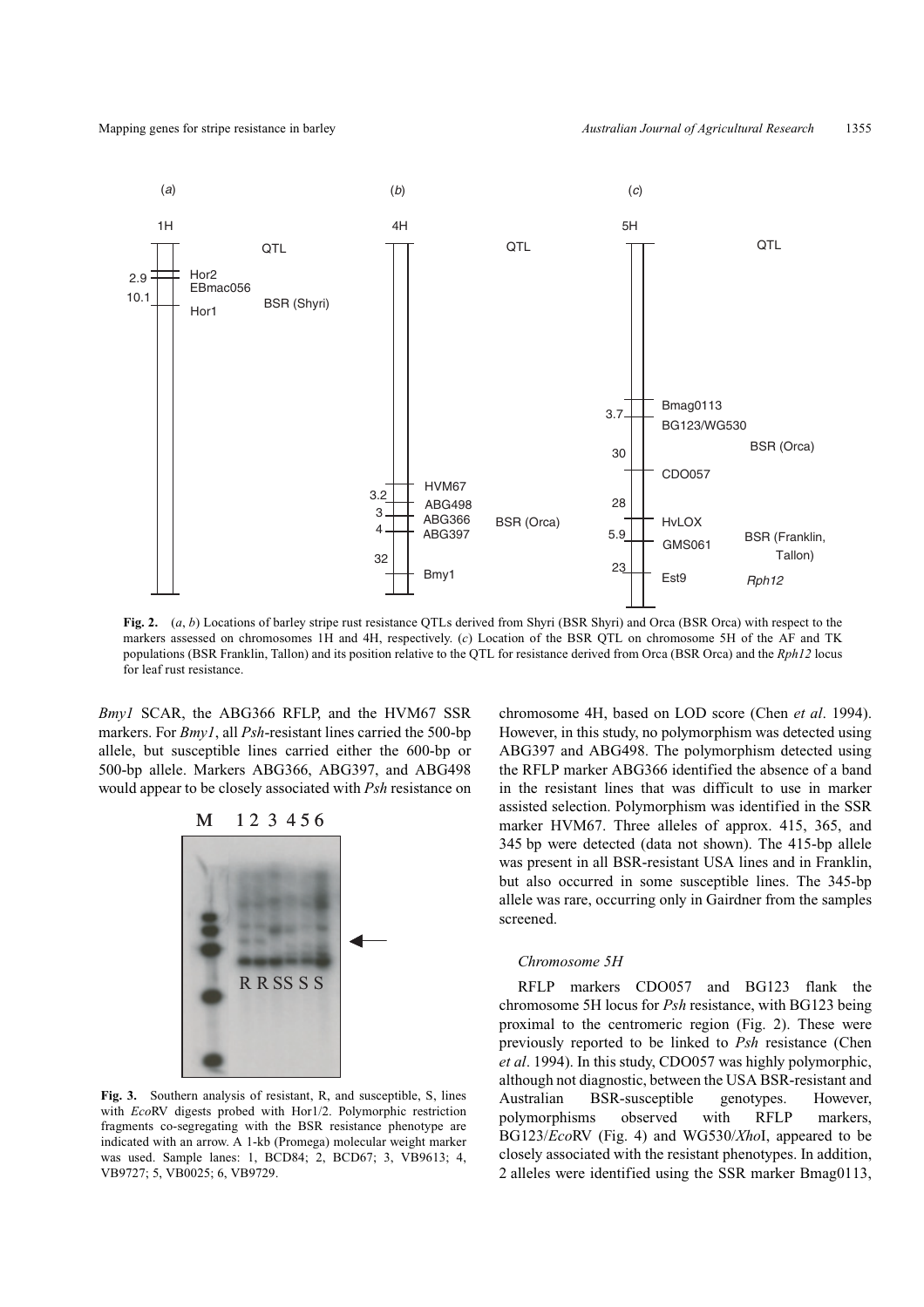**Fig. 2.** (*a*, *b*) Locations of barley stripe rust resistance QTLs derived from Shyri (BSR Shyri) and Orca (BSR Orca) with respect to the markers assessed on chromosomes 1H and 4H, respectively. (*c*) Location of the BSR QTL on chromosome 5H of the AF and TK populations (BSR Franklin, Tallon) and its position relative to the QTL for resistance derived from Orca (BSR Orca) and the *Rph12* locus for leaf rust resistance.

*Bmy1* SCAR, the ABG366 RFLP, and the HVM67 SSR markers. For *Bmy1*, all *Psh*-resistant lines carried the 500-bp allele, but susceptible lines carried either the 600-bp or 500-bp allele. Markers ABG366, ABG397, and ABG498 would appear to be closely associated with *Psh* resistance on chromosome 4H, based on LOD score (Chen *et al*. 1994). However, in this study, no polymorphism was detected using ABG397 and ABG498. The polymorphism detected using the RFLP marker ABG366 identified the absence of a band in the resistant lines that was difficult to use in marker assisted selection. Polymorphism was identified in the SSR marker HVM67. Three alleles of approx. 415, 365, and 345 bp were detected (data not shown). The 415-bp allele was present in all BSR-resistant USA lines and in Franklin, but also occurred in some susceptible lines. The 345-bp allele was rare, occurring only in Gairdner from the samples screened.

**Fig. 3.** Southern analysis of resistant, R, and susceptible, S, lines with *Eco*RV digests probed with Hor1/2. Polymorphic restriction fragments co-segregating with the BSR resistance phenotype are indicated with an arrow. A 1-kb (Promega) molecular weight marker was used. Sample lanes: 1, BCD84; 2, BCD67; 3, VB9613; 4, VB9727; 5, VB0025; 6, VB9729.

### *Chromosome 5H*

RFLP markers CDO057 and BG123 flank the chromosome 5H locus for *Psh* resistance, with BG123 being proximal to the centromeric region (Fig. 2). These were previously reported to be linked to *Psh* resistance (Chen *et al*. 1994). In this study, CDO057 was highly polymorphic, although not diagnostic, between the USA BSR-resistant and Australian BSR-susceptible genotypes. However, polymorphisms observed with RFLP markers, BG123/*Eco*RV (Fig. 4) and WG530/*Xho*I, appeared to be closely associated with the resistant phenotypes. In addition, 2 alleles were identified using the SSR marker Bmag0113,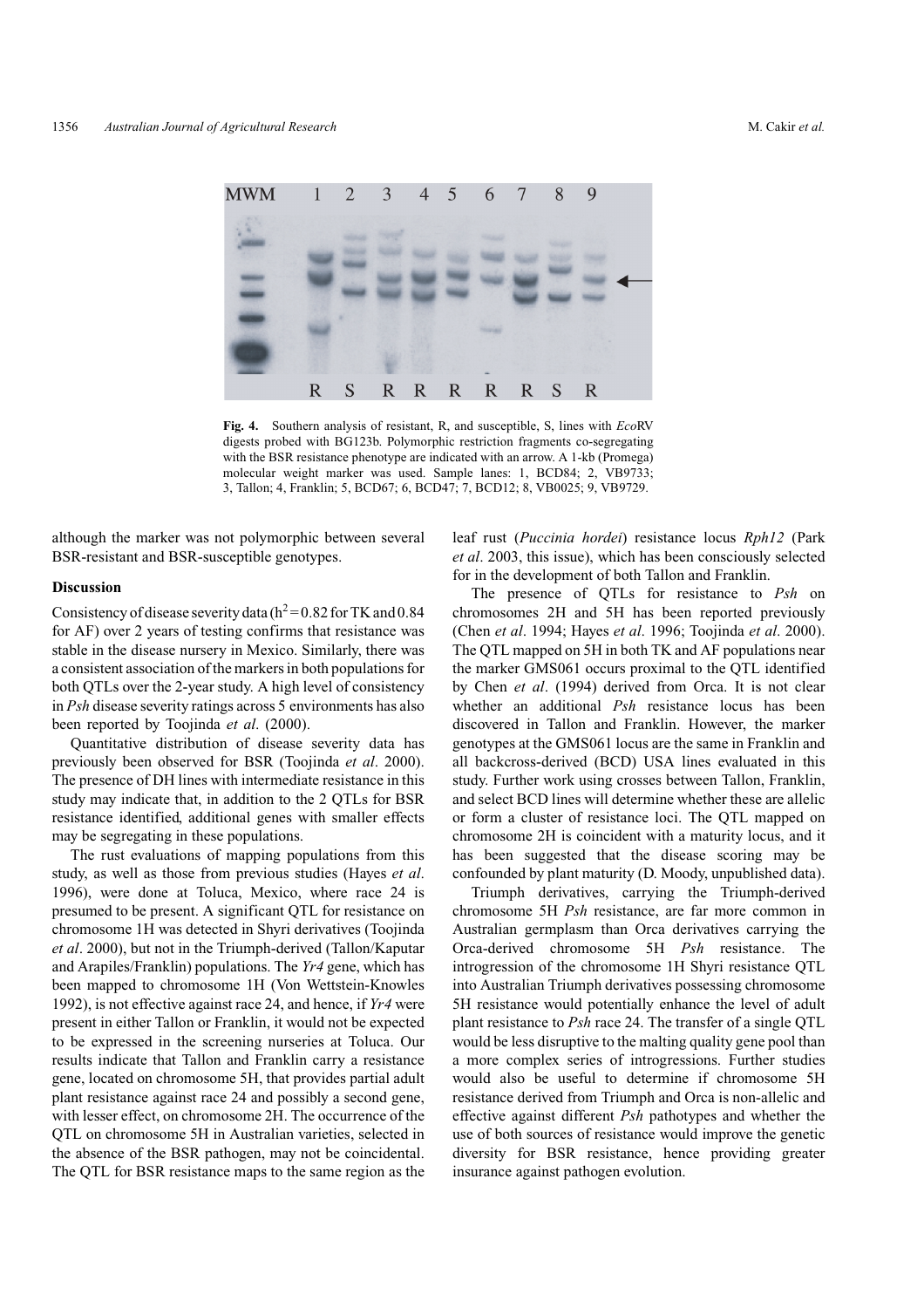**Fig. 4.** Southern analysis of resistant, R, and susceptible, S, lines with *Eco*RV digests probed with BG123b. Polymorphic restriction fragments co-segregating with the BSR resistance phenotype are indicated with an arrow. A 1-kb (Promega) molecular weight marker was used. Sample lanes: 1, BCD84; 2, VB9733; 3, Tallon; 4, Franklin; 5, BCD67; 6, BCD47; 7, BCD12; 8, VB0025; 9, VB9729.

although the marker was not polymorphic between several BSR-resistant and BSR-susceptible genotypes.

### Discussion

Consistency of disease severity data ($h^2 = 0.82$ for TK and 0.84 for AF) over 2 years of testing confirms that resistance was stable in the disease nursery in Mexico. Similarly, there was a consistent association of the markers in both populations for both QTLs over the 2-year study. A high level of consistency in *Psh* disease severity ratings across 5 environments has also been reported by Toojinda *et al*. (2000).

Quantitative distribution of disease severity data has previously been observed for BSR (Toojinda *et al*. 2000). The presence of DH lines with intermediate resistance in this study may indicate that, in addition to the 2 QTLs for BSR resistance identified, additional genes with smaller effects may be segregating in these populations.

The rust evaluations of mapping populations from this study, as well as those from previous studies (Hayes *et al*. 1996), were done at Toluca, Mexico, where race 24 is presumed to be present. A significant QTL for resistance on chromosome 1H was detected in Shyri derivatives (Toojinda *et al*. 2000), but not in the Triumph-derived (Tallon/Kaputar and Arapiles/Franklin) populations. The *Yr4* gene, which has been mapped to chromosome 1H (Von Wettstein-Knowles 1992), is not effective against race 24, and hence, if *Yr4* were present in either Tallon or Franklin, it would not be expected to be expressed in the screening nurseries at Toluca. Our results indicate that Tallon and Franklin carry a resistance gene, located on chromosome 5H, that provides partial adult plant resistance against race 24 and possibly a second gene, with lesser effect, on chromosome 2H. The occurrence of the QTL on chromosome 5H in Australian varieties, selected in the absence of the BSR pathogen, may not be coincidental. The QTL for BSR resistance maps to the same region as the leaf rust (*Puccinia hordei*) resistance locus *Rph12* (Park *et al*. 2003, this issue), which has been consciously selected for in the development of both Tallon and Franklin.

The presence of QTLs for resistance to *Psh* on chromosomes 2H and 5H has been reported previously (Chen *et al*. 1994; Hayes *et al*. 1996; Toojinda *et al*. 2000). The QTL mapped on 5H in both TK and AF populations near the marker GMS061 occurs proximal to the QTL identified by Chen *et al*. (1994) derived from Orca. It is not clear whether an additional *Psh* resistance locus has been discovered in Tallon and Franklin. However, the marker genotypes at the GMS061 locus are the same in Franklin and all backcross-derived (BCD) USA lines evaluated in this study. Further work using crosses between Tallon, Franklin, and select BCD lines will determine whether these are allelic or form a cluster of resistance loci. The QTL mapped on chromosome 2H is coincident with a maturity locus, and it has been suggested that the disease scoring may be confounded by plant maturity (D. Moody, unpublished data).

Triumph derivatives, carrying the Triumph-derived chromosome 5H *Psh* resistance, are far more common in Australian germplasm than Orca derivatives carrying the Orca-derived chromosome 5H *Psh* resistance. The introgression of the chromosome 1H Shyri resistance QTL into Australian Triumph derivatives possessing chromosome 5H resistance would potentially enhance the level of adult plant resistance to *Psh* race 24. The transfer of a single QTL would be less disruptive to the malting quality gene pool than a more complex series of introgressions. Further studies would also be useful to determine if chromosome 5H resistance derived from Triumph and Orca is non-allelic and effective against different *Psh* pathotypes and whether the use of both sources of resistance would improve the genetic diversity for BSR resistance, hence providing greater insurance against pathogen evolution.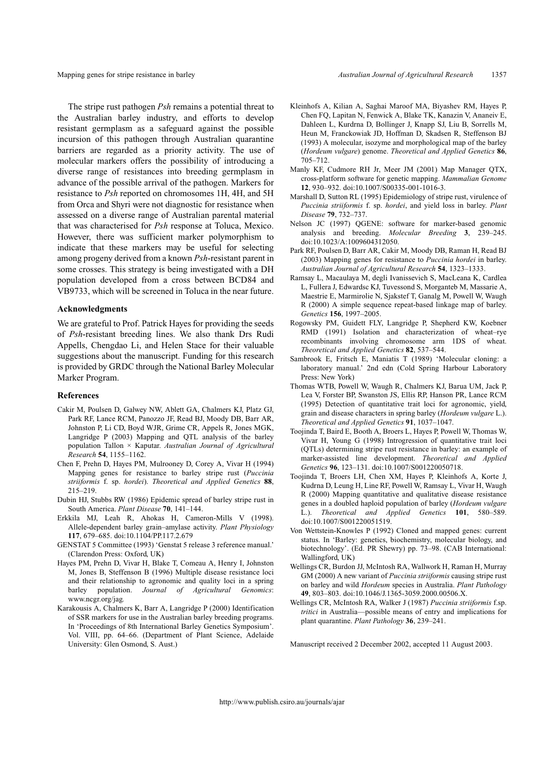The stripe rust pathogen *Psh* remains a potential threat to the Australian barley industry, and efforts to develop resistant germplasm as a safeguard against the possible incursion of this pathogen through Australian quarantine barriers are regarded as a priority activity. The use of molecular markers offers the possibility of introducing a diverse range of resistances into breeding germplasm in advance of the possible arrival of the pathogen. Markers for resistance to *Psh* reported on chromosomes 1H, 4H, and 5H from Orca and Shyri were not diagnostic for resistance when assessed on a diverse range of Australian parental material that was characterised for *Psh* response at Toluca, Mexico. However, there was sufficient marker polymorphism to indicate that these markers may be useful for selecting among progeny derived from a known *Psh*-resistant parent in some crosses. This strategy is being investigated with a DH population developed from a cross between BCD84 and VB9733, which will be screened in Toluca in the near future.

### Acknowledgments

We are grateful to Prof. Patrick Hayes for providing the seeds of *Psh*-resistant breeding lines. We also thank Drs Rudi Appells, Chengdao Li, and Helen Stace for their valuable suggestions about the manuscript. Funding for this research is provided by GRDC through the National Barley Molecular Marker Program.

### References

Cakir M, Poulsen D, Galwey NW, Ablett GA, Chalmers KJ, Platz GJ, Park RF, Lance RCM, Panozzo JF, Read BJ, Moody DB, Barr AR, Johnston P, Li CD, Boyd WJR, Grime CR, Appels R, Jones MGK, Langridge P (2003) Mapping and QTL analysis of the barley population Tallon × Kaputar. *Australian Journal of Agricultural Research* **54**, 1155–1162.

Chen F, Prehn D, Hayes PM, Mulrooney D, Corey A, Vivar H (1994) Mapping genes for resistance to barley stripe rust (*Puccinia striiformis* f. sp. *hordei*). *Theoretical and Applied Genetics* **88**, 215–219.

Dubin HJ, Stubbs RW (1986) Epidemic spread of barley stripe rust in South America. *Plant Disease* **70**, 141–144.

Erkkila MJ, Leah R, Ahokas H, Cameron-Mills V (1998). Allele-dependent barley grain–amylase activity. *Plant Physiology* **117**, 679–685. doi:10.1104/PP.117.2.679

GENSTAT 5 Committee (1993) 'Genstat 5 release 3 reference manual.' (Clarendon Press: Oxford, UK)

Hayes PM, Prehn D, Vivar H, Blake T, Comeau A, Henry I, Johnston M, Jones B, Steffenson B (1996) Multiple disease resistance loci and their relationship to agronomic and quality loci in a spring barley population. *Journal of Agricultural Genomics*: www.ncgr.org/jag.

Karakousis A, Chalmers K, Barr A, Langridge P (2000) Identification of SSR markers for use in the Australian barley breeding programs. In 'Proceedings of 8th International Barley Genetics Symposium'. Vol. VIII, pp. 64–66. (Department of Plant Science, Adelaide University: Glen Osmond, S. Aust.)

Kleinhofs A, Kilian A, Saghai Maroof MA, Biyashev RM, Hayes P, Chen FQ, Lapitan N, Fenwick A, Blake TK, Kanazin V, Ananeiv E, Dahleen L, Kurdrna D, Bollinger J, Knapp SJ, Liu B, Sorrells M, Heun M, Franckowiak JD, Hoffman D, Skadsen R, Steffenson BJ (1993) A molecular, isozyme and morphological map of the barley (*Hordeum vulgare*) genome. *Theoretical and Applied Genetics* **86**, 705–712.

Manly KF, Cudmore RH Jr, Meer JM (2001) Map Manager QTX, cross-platform software for genetic mapping. *Mammalian Genome* **12**, 930–932. doi:10.1007/S00335-001-1016-3.

Marshall D, Sutton RL (1995) Epidemiology of stripe rust, virulence of *Puccinia striiformis* f. sp. *hordei*, and yield loss in barley. *Plant Disease* **79**, 732–737.

Nelson JC (1997) QGENE: software for marker-based genomic analysis and breeding. *Molecular Breeding* **3**, 239–245. doi:10.1023/A:1009604312050.

Park RF, Poulsen D, Barr AR, Cakir M, Moody DB, Raman H, Read BJ (2003) Mapping genes for resistance to *Puccinia hordei* in barley. *Australian Journal of Agricultural Research* **54**, 1323–1333.

Ramsay L, Macaulaya M, degli Ivanissevich S, MacLeana K, Cardlea L, Fullera J, Edwardsc KJ, Tuvessond S, Morganteb M, Massarie A, Maestrie E, Marmirolie N, Sjakstef T, Ganalg M, Powell W, Waugh R (2000) A simple sequence repeat-based linkage map of barley. *Genetics* **156**, 1997–2005.

Rogowsky PM, Guidett FLY, Langridge P, Shepherd KW, Koebner RMD (1991) Isolation and characterization of wheat–rye recombinants involving chromosome arm 1DS of wheat. *Theoretical and Applied Genetics* **82**, 537–544.

Sambrook E, Fritsch E, Maniatis T (1989) 'Molecular cloning: a laboratory manual.' 2nd edn (Cold Spring Harbour Laboratory Press: New York)

Thomas WTB, Powell W, Waugh R, Chalmers KJ, Barua UM, Jack P, Lea V, Forster BP, Swanston JS, Ellis RP, Hanson PR, Lance RCM (1995) Detection of quantitative trait loci for agronomic, yield, grain and disease characters in spring barley (*Hordeum vulgare* L.). *Theoretical and Applied Genetics* **91**, 1037–1047.

Toojinda T, Baird E, Booth A, Broers L, Hayes P, Powell W, Thomas W, Vivar H, Young G (1998) Introgression of quantitative trait loci (QTLs) determining stripe rust resistance in barley: an example of marker-assisted line development. *Theoretical and Applied Genetics* **96**, 123–131. doi:10.1007/S001220050718.

Toojinda T, Broers LH, Chen XM, Hayes P, Kleinhofs A, Korte J, Kudrna D, Leung H, Line RF, Powell W, Ramsay L, Vivar H, Waugh R (2000) Mapping quantitative and qualitative disease resistance genes in a doubled haploid population of barley (*Hordeum vulgare* L.). *Theoretical and Applied Genetics* **101**, 580–589. doi:10.1007/S001220051519.

Von Wettstein-Knowles P (1992) Cloned and mapped genes: current status. In 'Barley: genetics, biochemistry, molecular biology, and biotechnology'. (Ed. PR Shewry) pp. 73–98. (CAB International: Wallingford, UK)

Wellings CR, Burdon JJ, McIntosh RA, Wallwork H, Raman H, Murray GM (2000) A new variant of *Puccinia striiformis* causing stripe rust on barley and wild *Hordeum* species in Australia. *Plant Pathology* **49**, 803–803. doi:10.1046/J.1365-3059.2000.00506.X.

Wellings CR, McIntosh RA, Walker J (1987) *Puccinia striiformis* f.sp. *tritici* in Australia—possible means of entry and implications for plant quarantine. *Plant Pathology* **36**, 239–241.

Manuscript received 2 December 2002, accepted 11 August 2003.